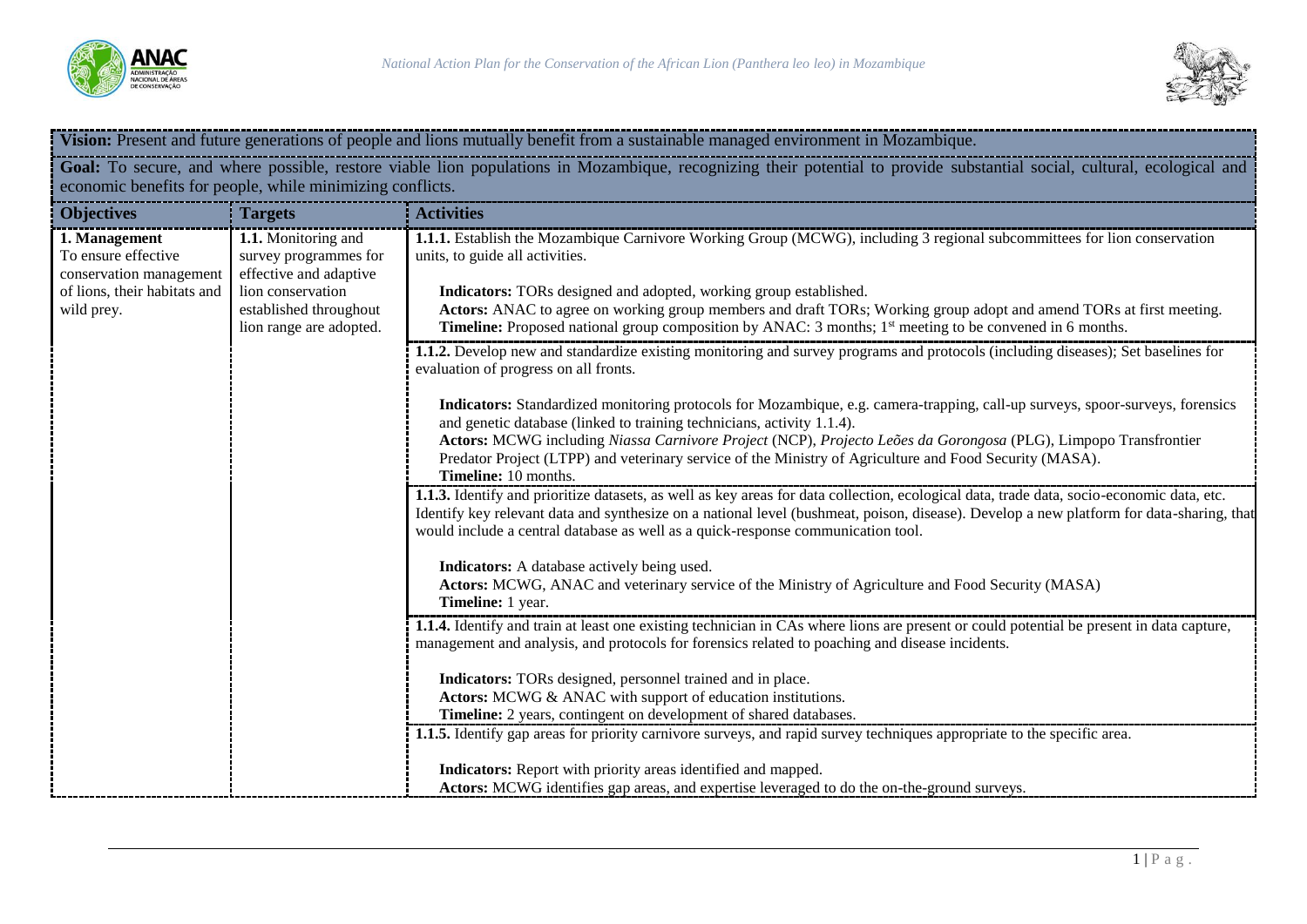**Vision:** Present and future generations of people and lions mutually benefit from a sustainable managed environment in Mozambique.

**Goal:** To secure, and where possible, restore viable lion populations in Mozambique, recognizing their potential to provide substantial social, cultural, ecological and economic benefits for people, while minimizing conflicts.

| Objectives | Targets | Activities |
|---|---|---|
| **1. Management** To ensure effective conservation management of lions, their habitats and wild prey. | **1.1.** Monitoring and survey programmes for effective and adaptive lion conservation established throughout lion range are adopted. | **1.1.1.** Establish the Mozambique Carnivore Working Group (MCWG), including 3 regional subcommittees for lion conservation units, to guide all activities.<br><br>**Indicators:** TORs designed and adopted, working group established.<br>**Actors:** ANAC to agree on working group members and draft TORs; Working group adopt and amend TORs at first meeting.<br>**Timeline:** Proposed national group composition by ANAC: 3 months; 1st meeting to be convened in 6 months. |
| | | **1.1.2.** Develop new and standardize existing monitoring and survey programs and protocols (including diseases); Set baselines for evaluation of progress on all fronts.<br><br>**Indicators:** Standardized monitoring protocols for Mozambique, e.g. camera-trapping, call-up surveys, spoor-surveys, forensics and genetic database (linked to training technicians, activity 1.1.4).<br>**Actors:** MCWG including *Niassa Carnivore Project* (NCP), *Projecto Leões da Gorongosa* (PLG), Limpopo Transfrontier Predator Project (LTPP) and veterinary service of the Ministry of Agriculture and Food Security (MASA).<br>**Timeline:** 10 months. |
| | | **1.1.3.** Identify and prioritize datasets, as well as key areas for data collection, ecological data, trade data, socio-economic data, etc. Identify key relevant data and synthesize on a national level (bushmeat, poison, disease). Develop a new platform for data-sharing, that would include a central database as well as a quick-response communication tool.<br><br>**Indicators:** A database actively being used.<br>**Actors:** MCWG, ANAC and veterinary service of the Ministry of Agriculture and Food Security (MASA)<br>**Timeline:** 1 year. |
| | | **1.1.4.** Identify and train at least one existing technician in CAs where lions are present or could potential be present in data capture, management and analysis, and protocols for forensics related to poaching and disease incidents.<br><br>**Indicators:** TORs designed, personnel trained and in place.<br>**Actors:** MCWG & ANAC with support of education institutions.<br>**Timeline:** 2 years, contingent on development of shared databases. |
| | | **1.1.5.** Identify gap areas for priority carnivore surveys, and rapid survey techniques appropriate to the specific area.<br><br>**Indicators:** Report with priority areas identified and mapped.<br>**Actors:** MCWG identifies gap areas, and expertise leveraged to do the on-the-ground surveys. |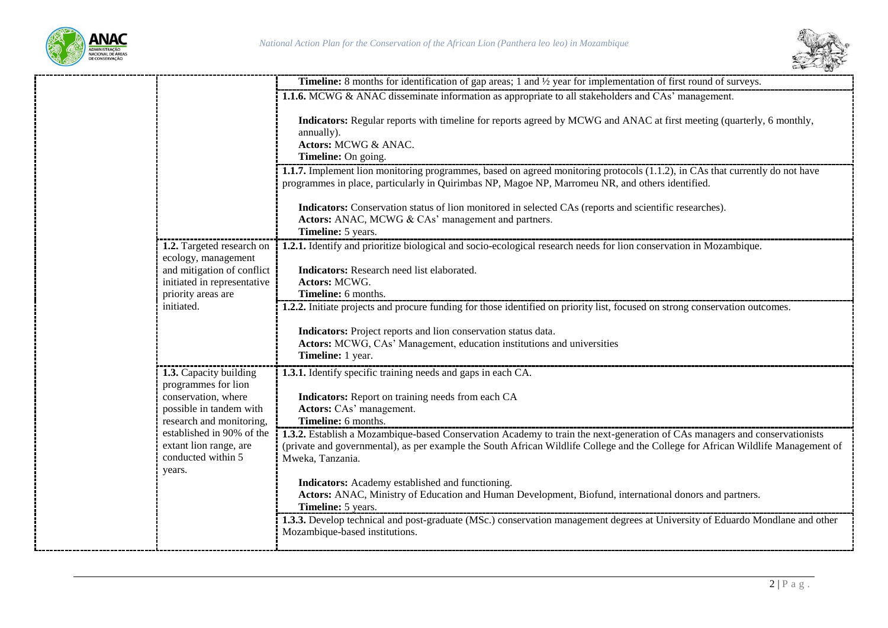| | | |
|---|---|---|
| | | **Timeline:** 8 months for identification of gap areas; 1 and ½ year for implementation of first round of surveys. |
| | | **1.1.6.** MCWG & ANAC disseminate information as appropriate to all stakeholders and CAs' management.<br><br>**Indicators:** Regular reports with timeline for reports agreed by MCWG and ANAC at first meeting (quarterly, 6 monthly, annually).<br>**Actors:** MCWG & ANAC.<br>**Timeline:** On going. |
| | | **1.1.7.** Implement lion monitoring programmes, based on agreed monitoring protocols (1.1.2), in CAs that currently do not have programmes in place, particularly in Quirimbas NP, Magoe NP, Marromeu NR, and others identified.<br><br>**Indicators:** Conservation status of lion monitored in selected CAs (reports and scientific researches).<br>**Actors:** ANAC, MCWG & CAs' management and partners.<br>**Timeline:** 5 years. |
| | **1.2.** Targeted research on ecology, management and mitigation of conflict initiated in representative priority areas are initiated. | **1.2.1.** Identify and prioritize biological and socio-ecological research needs for lion conservation in Mozambique.<br><br>**Indicators:** Research need list elaborated.<br>**Actors:** MCWG.<br>**Timeline:** 6 months. |
| | | **1.2.2.** Initiate projects and procure funding for those identified on priority list, focused on strong conservation outcomes.<br><br>**Indicators:** Project reports and lion conservation status data.<br>**Actors:** MCWG, CAs' Management, education institutions and universities<br>**Timeline:** 1 year. |
| | **1.3.** Capacity building programmes for lion conservation, where possible in tandem with research and monitoring, established in 90% of the extant lion range, are conducted within 5 years. | **1.3.1.** Identify specific training needs and gaps in each CA.<br><br>**Indicators:** Report on training needs from each CA<br>**Actors:** CAs' management.<br>**Timeline:** 6 months. |
| | | **1.3.2.** Establish a Mozambique-based Conservation Academy to train the next-generation of CAs managers and conservationists (private and governmental), as per example the South African Wildlife College and the College for African Wildlife Management of Mweka, Tanzania.<br><br>**Indicators:** Academy established and functioning.<br>**Actors:** ANAC, Ministry of Education and Human Development, Biofund, international donors and partners.<br>**Timeline:** 5 years. |
| | | **1.3.3.** Develop technical and post-graduate (MSc.) conservation management degrees at University of Eduardo Mondlane and other Mozambique-based institutions. |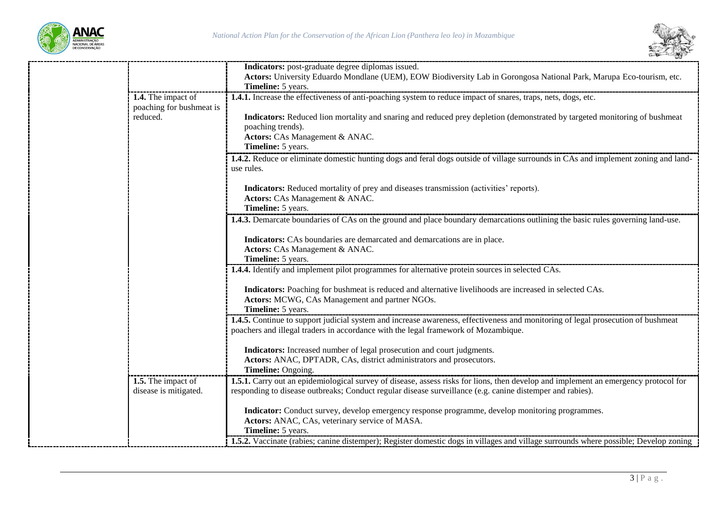| | | |
|---|---|---|
| | | **Indicators:** post-graduate degree diplomas issued.<br>**Actors:** University Eduardo Mondlane (UEM), EOW Biodiversity Lab in Gorongosa National Park, Marupa Eco-tourism, etc.<br>**Timeline:** 5 years. |
| | **1.4.** The impact of poaching for bushmeat is reduced. | **1.4.1.** Increase the effectiveness of anti-poaching system to reduce impact of snares, traps, nets, dogs, etc.<br><br>**Indicators:** Reduced lion mortality and snaring and reduced prey depletion (demonstrated by targeted monitoring of bushmeat poaching trends).<br>**Actors:** CAs Management & ANAC.<br>**Timeline:** 5 years. |
| | | **1.4.2.** Reduce or eliminate domestic hunting dogs and feral dogs outside of village surrounds in CAs and implement zoning and land-use rules.<br><br>**Indicators:** Reduced mortality of prey and diseases transmission (activities' reports).<br>**Actors:** CAs Management & ANAC.<br>**Timeline:** 5 years. |
| | | **1.4.3.** Demarcate boundaries of CAs on the ground and place boundary demarcations outlining the basic rules governing land-use.<br><br>**Indicators:** CAs boundaries are demarcated and demarcations are in place.<br>**Actors:** CAs Management & ANAC.<br>**Timeline:** 5 years. |
| | | **1.4.4.** Identify and implement pilot programmes for alternative protein sources in selected CAs.<br><br>**Indicators:** Poaching for bushmeat is reduced and alternative livelihoods are increased in selected CAs.<br>**Actors:** MCWG, CAs Management and partner NGOs.<br>**Timeline:** 5 years. |
| | | **1.4.5.** Continue to support judicial system and increase awareness, effectiveness and monitoring of legal prosecution of bushmeat poachers and illegal traders in accordance with the legal framework of Mozambique.<br><br>**Indicators:** Increased number of legal prosecution and court judgments.<br>**Actors:** ANAC, DPTADR, CAs, district administrators and prosecutors.<br>**Timeline:** Ongoing. |
| | **1.5.** The impact of disease is mitigated. | **1.5.1.** Carry out an epidemiological survey of disease, assess risks for lions, then develop and implement an emergency protocol for responding to disease outbreaks; Conduct regular disease surveillance (e.g. canine distemper and rabies).<br><br>**Indicator:** Conduct survey, develop emergency response programme, develop monitoring programmes.<br>**Actors:** ANAC, CAs, veterinary service of MASA.<br>**Timeline:** 5 years. |
| | | **1.5.2.** Vaccinate (rabies; canine distemper); Register domestic dogs in villages and village surrounds where possible; Develop zoning |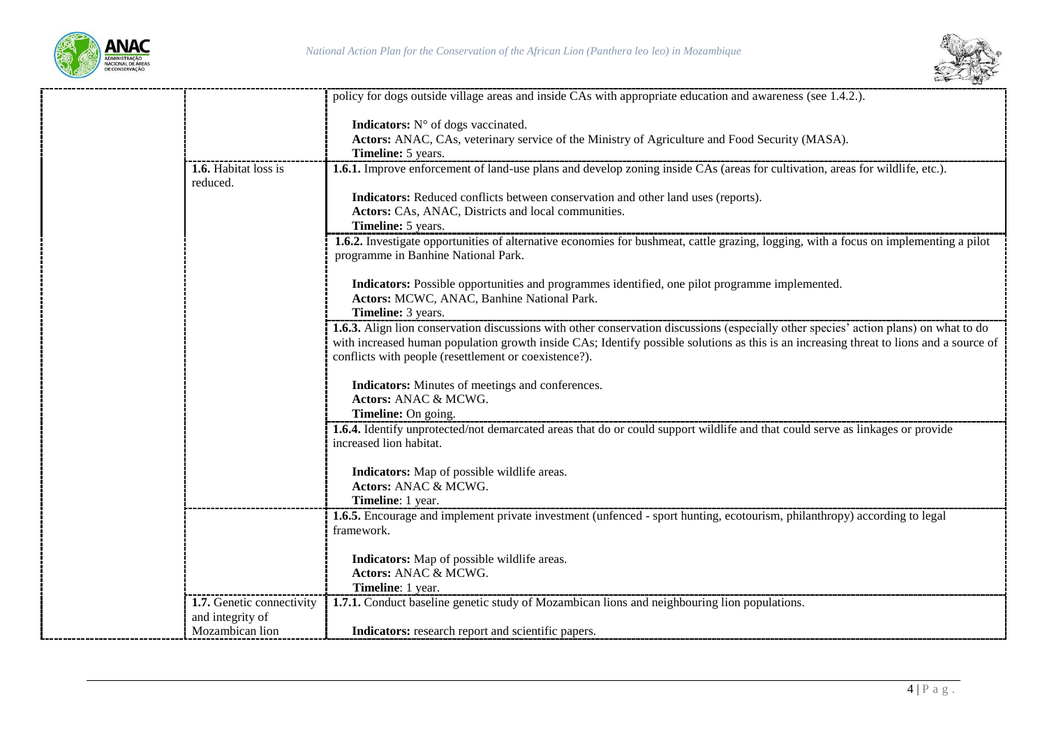| | | |
|---|---|---|
| | | policy for dogs outside village areas and inside CAs with appropriate education and awareness (see 1.4.2.).<br><br>**Indicators:** N° of dogs vaccinated.<br>**Actors:** ANAC, CAs, veterinary service of the Ministry of Agriculture and Food Security (MASA).<br>**Timeline:** 5 years. |
| | **1.6.** Habitat loss is reduced. | **1.6.1.** Improve enforcement of land-use plans and develop zoning inside CAs (areas for cultivation, areas for wildlife, etc.).<br><br>**Indicators:** Reduced conflicts between conservation and other land uses (reports).<br>**Actors:** CAs, ANAC, Districts and local communities.<br>**Timeline:** 5 years. |
| | | **1.6.2.** Investigate opportunities of alternative economies for bushmeat, cattle grazing, logging, with a focus on implementing a pilot programme in Banhine National Park.<br><br>**Indicators:** Possible opportunities and programmes identified, one pilot programme implemented.<br>**Actors:** MCWC, ANAC, Banhine National Park.<br>**Timeline:** 3 years. |
| | | **1.6.3.** Align lion conservation discussions with other conservation discussions (especially other species' action plans) on what to do with increased human population growth inside CAs; Identify possible solutions as this is an increasing threat to lions and a source of conflicts with people (resettlement or coexistence?).<br><br>**Indicators:** Minutes of meetings and conferences.<br>**Actors:** ANAC & MCWG.<br>**Timeline:** On going. |
| | | **1.6.4.** Identify unprotected/not demarcated areas that do or could support wildlife and that could serve as linkages or provide increased lion habitat.<br><br>**Indicators:** Map of possible wildlife areas.<br>**Actors:** ANAC & MCWG.<br>**Timeline**: 1 year. |
| | | **1.6.5.** Encourage and implement private investment (unfenced - sport hunting, ecotourism, philanthropy) according to legal framework.<br><br>**Indicators:** Map of possible wildlife areas.<br>**Actors:** ANAC & MCWG.<br>**Timeline**: 1 year. |
| | **1.7.** Genetic connectivity and integrity of Mozambican lion | **1.7.1.** Conduct baseline genetic study of Mozambican lions and neighbouring lion populations.<br><br>**Indicators:** research report and scientific papers. |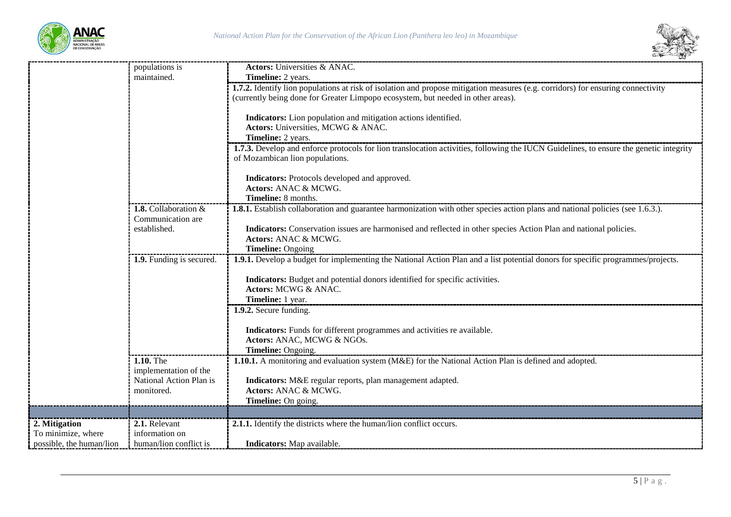| | | |
|---|---|---|
| | populations is maintained. | **Actors:** Universities & ANAC.<br>**Timeline:** 2 years. |
| | | **1.7.2.** Identify lion populations at risk of isolation and propose mitigation measures (e.g. corridors) for ensuring connectivity (currently being done for Greater Limpopo ecosystem, but needed in other areas).<br><br>**Indicators:** Lion population and mitigation actions identified.<br>**Actors:** Universities, MCWG & ANAC.<br>**Timeline:** 2 years. |
| | | **1.7.3.** Develop and enforce protocols for lion translocation activities, following the IUCN Guidelines, to ensure the genetic integrity of Mozambican lion populations.<br><br>**Indicators:** Protocols developed and approved.<br>**Actors:** ANAC & MCWG.<br>**Timeline:** 8 months. |
| | **1.8.** Collaboration & Communication are established. | **1.8.1.** Establish collaboration and guarantee harmonization with other species action plans and national policies (see 1.6.3.).<br><br>**Indicators:** Conservation issues are harmonised and reflected in other species Action Plan and national policies.<br>**Actors:** ANAC & MCWG.<br>**Timeline:** Ongoing |
| | **1.9.** Funding is secured. | **1.9.1.** Develop a budget for implementing the National Action Plan and a list potential donors for specific programmes/projects.<br><br>**Indicators:** Budget and potential donors identified for specific activities.<br>**Actors:** MCWG & ANAC.<br>**Timeline:** 1 year. |
| | | **1.9.2.** Secure funding.<br><br>**Indicators:** Funds for different programmes and activities re available.<br>**Actors:** ANAC, MCWG & NGOs.<br>**Timeline:** Ongoing. |
| | **1.10.** The implementation of the National Action Plan is monitored. | **1.10.1.** A monitoring and evaluation system (M&E) for the National Action Plan is defined and adopted.<br><br>**Indicators:** M&E regular reports, plan management adapted.<br>**Actors:** ANAC & MCWG.<br>**Timeline:** On going. |
| | | |
| **2. Mitigation**<br>To minimize, where possible, the human/lion | **2.1.** Relevant information on human/lion conflict is | **2.1.1.** Identify the districts where the human/lion conflict occurs.<br><br>**Indicators:** Map available. |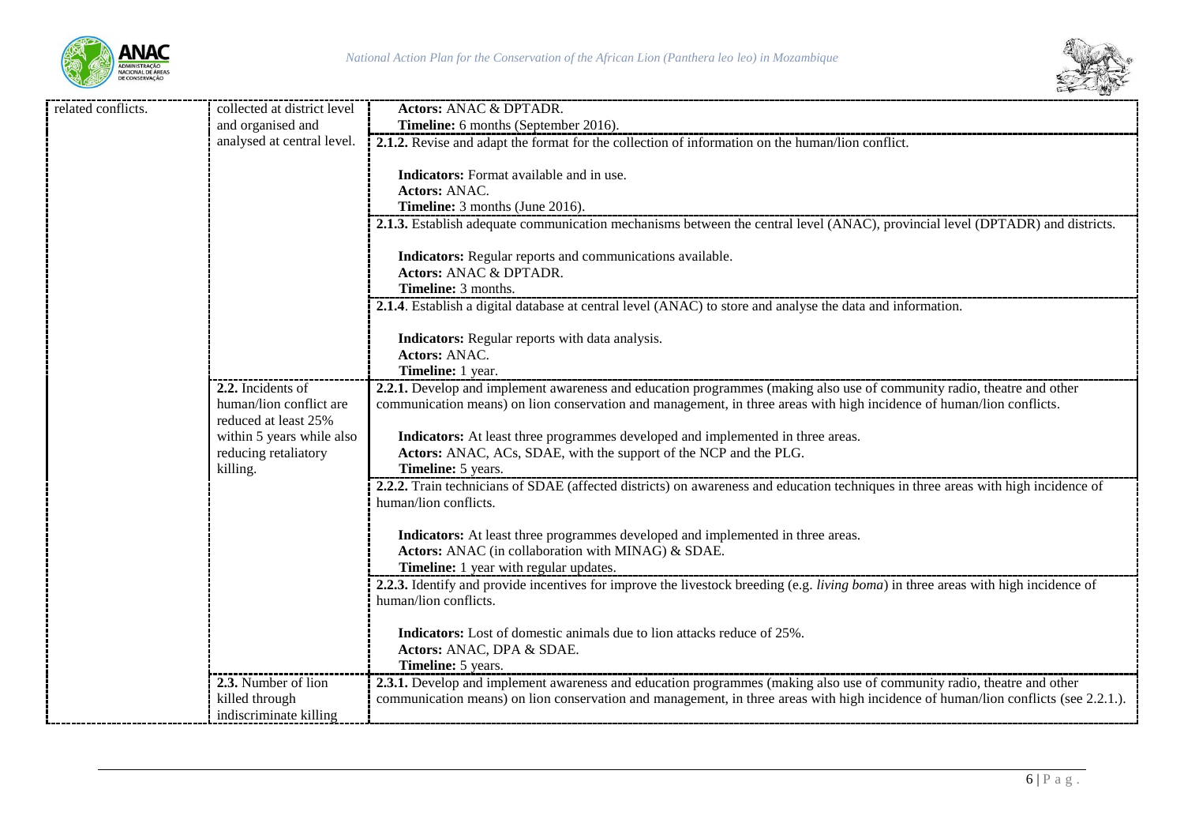| | | |
|---|---|---|
| related conflicts. | collected at district level and organised and analysed at central level. | **Actors:** ANAC & DPTADR.<br>**Timeline:** 6 months (September 2016). |
| | | **2.1.2.** Revise and adapt the format for the collection of information on the human/lion conflict.<br><br>**Indicators:** Format available and in use.<br>**Actors:** ANAC.<br>**Timeline:** 3 months (June 2016). |
| | | **2.1.3.** Establish adequate communication mechanisms between the central level (ANAC), provincial level (DPTADR) and districts.<br><br>**Indicators:** Regular reports and communications available.<br>**Actors:** ANAC & DPTADR.<br>**Timeline:** 3 months. |
| | | **2.1.4**. Establish a digital database at central level (ANAC) to store and analyse the data and information.<br><br>**Indicators:** Regular reports with data analysis.<br>**Actors:** ANAC.<br>**Timeline:** 1 year. |
| | **2.2.** Incidents of human/lion conflict are reduced at least 25% within 5 years while also reducing retaliatory killing. | **2.2.1.** Develop and implement awareness and education programmes (making also use of community radio, theatre and other communication means) on lion conservation and management, in three areas with high incidence of human/lion conflicts.<br><br>**Indicators:** At least three programmes developed and implemented in three areas.<br>**Actors:** ANAC, ACs, SDAE, with the support of the NCP and the PLG.<br>**Timeline:** 5 years. |
| | | **2.2.2.** Train technicians of SDAE (affected districts) on awareness and education techniques in three areas with high incidence of human/lion conflicts.<br><br>**Indicators:** At least three programmes developed and implemented in three areas.<br>**Actors:** ANAC (in collaboration with MINAG) & SDAE.<br>**Timeline:** 1 year with regular updates. |
| | | **2.2.3.** Identify and provide incentives for improve the livestock breeding (e.g. *living boma*) in three areas with high incidence of human/lion conflicts.<br><br>**Indicators:** Lost of domestic animals due to lion attacks reduce of 25%.<br>**Actors:** ANAC, DPA & SDAE.<br>**Timeline:** 5 years. |
| | **2.3.** Number of lion killed through indiscriminate killing | **2.3.1.** Develop and implement awareness and education programmes (making also use of community radio, theatre and other communication means) on lion conservation and management, in three areas with high incidence of human/lion conflicts (see 2.2.1.). |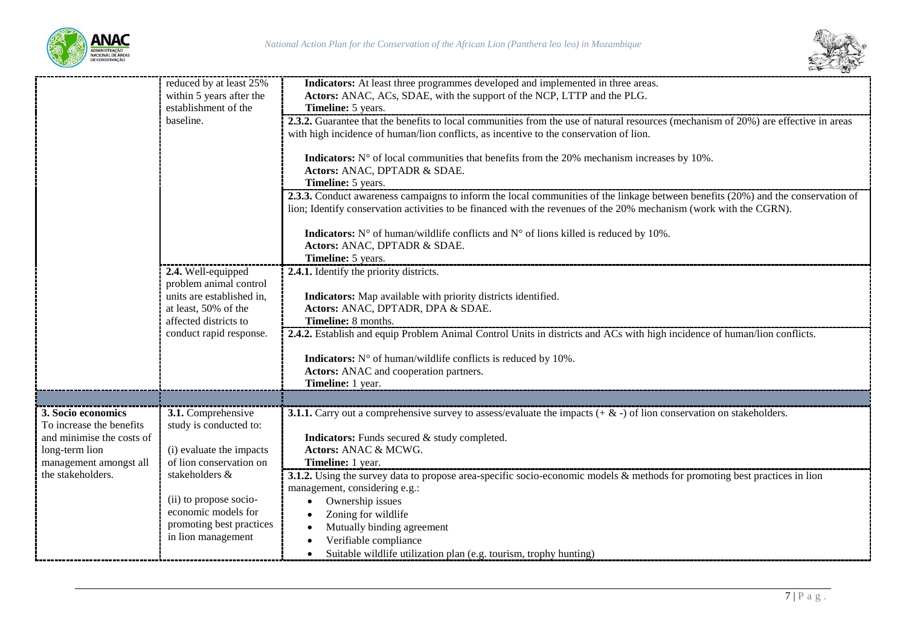| | | |
|---|---|---|
| | reduced by at least 25% within 5 years after the establishment of the baseline. | **Indicators:** At least three programmes developed and implemented in three areas.<br>**Actors:** ANAC, ACs, SDAE, with the support of the NCP, LTTP and the PLG.<br>**Timeline:** 5 years. |
| | | **2.3.2.** Guarantee that the benefits to local communities from the use of natural resources (mechanism of 20%) are effective in areas with high incidence of human/lion conflicts, as incentive to the conservation of lion.<br><br>**Indicators:** N° of local communities that benefits from the 20% mechanism increases by 10%.<br>**Actors:** ANAC, DPTADR & SDAE.<br>**Timeline:** 5 years. |
| | | **2.3.3.** Conduct awareness campaigns to inform the local communities of the linkage between benefits (20%) and the conservation of lion; Identify conservation activities to be financed with the revenues of the 20% mechanism (work with the CGRN).<br><br>**Indicators:** N° of human/wildlife conflicts and N° of lions killed is reduced by 10%.<br>**Actors:** ANAC, DPTADR & SDAE.<br>**Timeline:** 5 years. |
| | **2.4.** Well-equipped problem animal control units are established in, at least, 50% of the affected districts to conduct rapid response. | **2.4.1.** Identify the priority districts.<br><br>**Indicators:** Map available with priority districts identified.<br>**Actors:** ANAC, DPTADR, DPA & SDAE.<br>**Timeline:** 8 months. |
| | | **2.4.2.** Establish and equip Problem Animal Control Units in districts and ACs with high incidence of human/lion conflicts.<br><br>**Indicators:** N° of human/wildlife conflicts is reduced by 10%.<br>**Actors:** ANAC and cooperation partners.<br>**Timeline:** 1 year. |
| | | |
| **3. Socio economics**<br>To increase the benefits and minimise the costs of long-term lion management amongst all the stakeholders. | **3.1.** Comprehensive study is conducted to:<br><br>(i) evaluate the impacts of lion conservation on stakeholders &<br><br>(ii) to propose socio-economic models for promoting best practices in lion management | **3.1.1.** Carry out a comprehensive survey to assess/evaluate the impacts (+ & -) of lion conservation on stakeholders.<br><br>**Indicators:** Funds secured & study completed.<br>**Actors:** ANAC & MCWG.<br>**Timeline:** 1 year. |
| | | **3.1.2.** Using the survey data to propose area-specific socio-economic models & methods for promoting best practices in lion management, considering e.g.:<br>• Ownership issues<br>• Zoning for wildlife<br>• Mutually binding agreement<br>• Verifiable compliance<br>• Suitable wildlife utilization plan (e.g. tourism, trophy hunting) |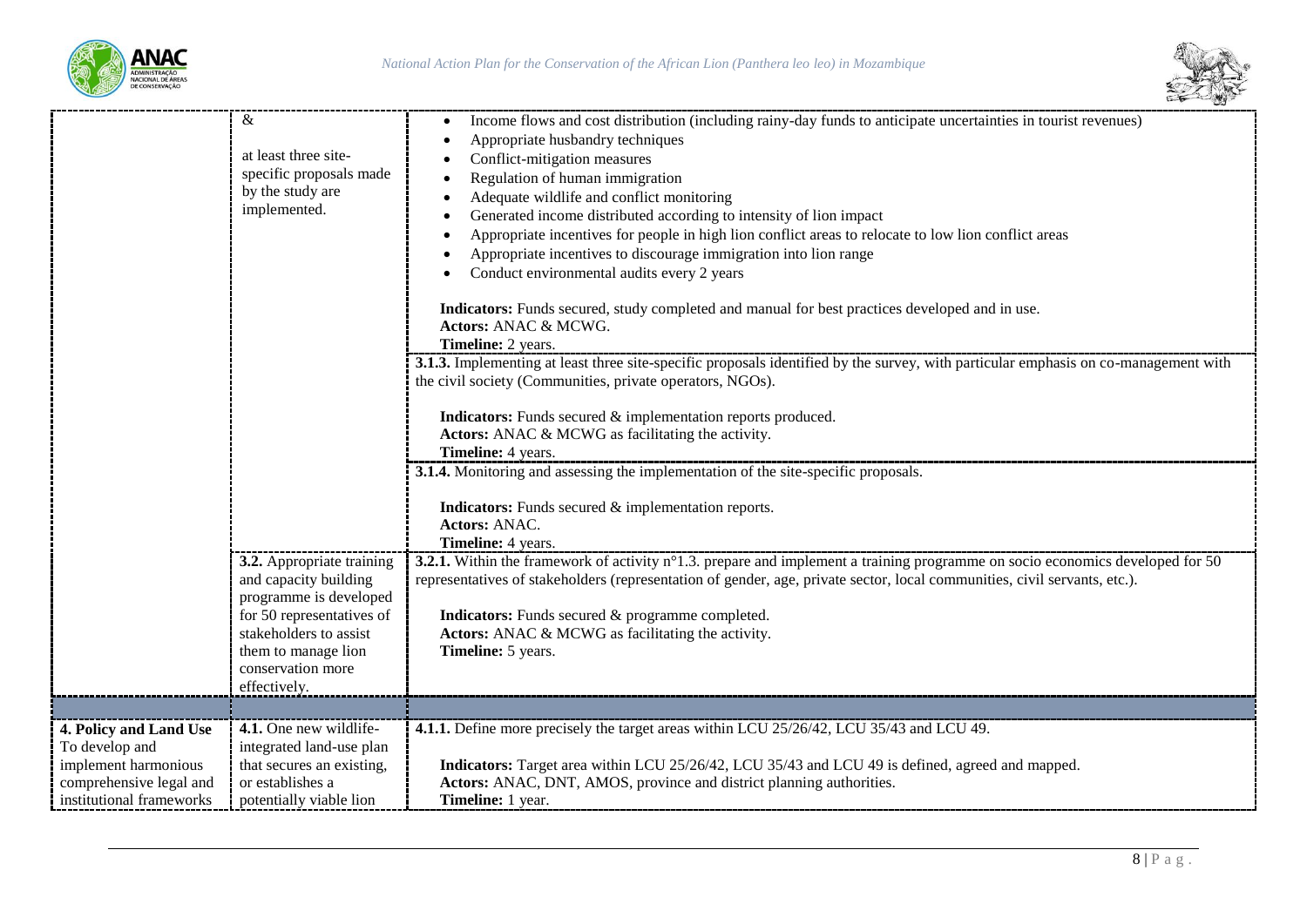| | | |
|---|---|---|
| | & <br><br> at least three site-specific proposals made by the study are implemented. | • Income flows and cost distribution (including rainy-day funds to anticipate uncertainties in tourist revenues)<br>• Appropriate husbandry techniques<br>• Conflict-mitigation measures<br>• Regulation of human immigration<br>• Adequate wildlife and conflict monitoring<br>• Generated income distributed according to intensity of lion impact<br>• Appropriate incentives for people in high lion conflict areas to relocate to low lion conflict areas<br>• Appropriate incentives to discourage immigration into lion range<br>• Conduct environmental audits every 2 years<br><br>**Indicators:** Funds secured, study completed and manual for best practices developed and in use.<br>**Actors:** ANAC & MCWG.<br>**Timeline:** 2 years. |
| | | **3.1.3.** Implementing at least three site-specific proposals identified by the survey, with particular emphasis on co-management with the civil society (Communities, private operators, NGOs).<br><br>**Indicators:** Funds secured & implementation reports produced.<br>**Actors:** ANAC & MCWG as facilitating the activity.<br>**Timeline:** 4 years. |
| | | **3.1.4.** Monitoring and assessing the implementation of the site-specific proposals.<br><br>**Indicators:** Funds secured & implementation reports.<br>**Actors:** ANAC.<br>**Timeline:** 4 years. |
| | **3.2.** Appropriate training and capacity building programme is developed for 50 representatives of stakeholders to assist them to manage lion conservation more effectively. | **3.2.1.** Within the framework of activity n°1.3. prepare and implement a training programme on socio economics developed for 50 representatives of stakeholders (representation of gender, age, private sector, local communities, civil servants, etc.).<br><br>**Indicators:** Funds secured & programme completed.<br>**Actors:** ANAC & MCWG as facilitating the activity.<br>**Timeline:** 5 years. |
| | | |
| **4. Policy and Land Use** To develop and implement harmonious comprehensive legal and institutional frameworks | **4.1.** One new wildlife-integrated land-use plan that secures an existing, or establishes a potentially viable lion | **4.1.1.** Define more precisely the target areas within LCU 25/26/42, LCU 35/43 and LCU 49.<br><br>**Indicators:** Target area within LCU 25/26/42, LCU 35/43 and LCU 49 is defined, agreed and mapped.<br>**Actors:** ANAC, DNT, AMOS, province and district planning authorities.<br>**Timeline:** 1 year. |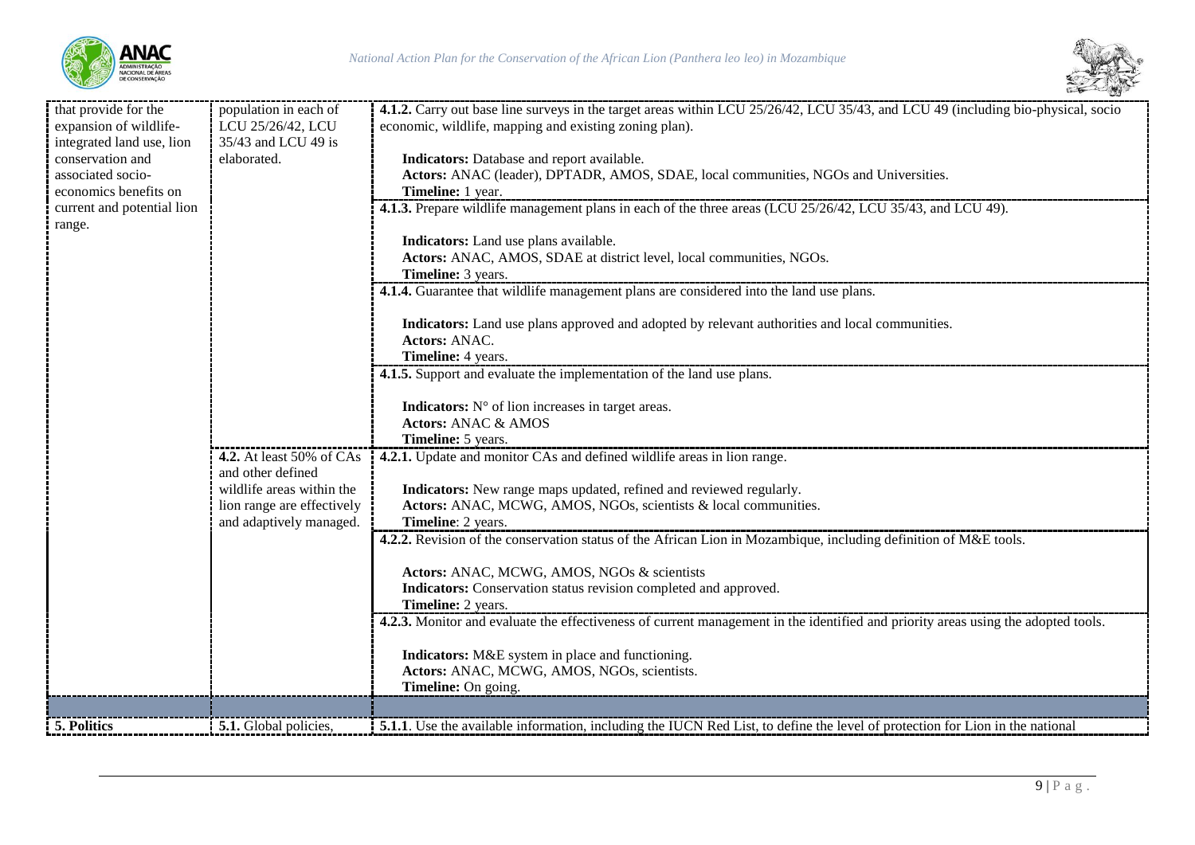| | | |
|---|---|---|
| that provide for the expansion of wildlife-integrated land use, lion conservation and associated socio-economics benefits on current and potential lion range. | population in each of LCU 25/26/42, LCU 35/43 and LCU 49 is elaborated. | **4.1.2.** Carry out base line surveys in the target areas within LCU 25/26/42, LCU 35/43, and LCU 49 (including bio-physical, socio economic, wildlife, mapping and existing zoning plan).<br><br>**Indicators:** Database and report available.<br>**Actors:** ANAC (leader), DPTADR, AMOS, SDAE, local communities, NGOs and Universities.<br>**Timeline:** 1 year. |
| | | **4.1.3.** Prepare wildlife management plans in each of the three areas (LCU 25/26/42, LCU 35/43, and LCU 49).<br><br>**Indicators:** Land use plans available.<br>**Actors:** ANAC, AMOS, SDAE at district level, local communities, NGOs.<br>**Timeline:** 3 years. |
| | | **4.1.4.** Guarantee that wildlife management plans are considered into the land use plans.<br><br>**Indicators:** Land use plans approved and adopted by relevant authorities and local communities.<br>**Actors:** ANAC.<br>**Timeline:** 4 years. |
| | | **4.1.5.** Support and evaluate the implementation of the land use plans.<br><br>**Indicators:** N° of lion increases in target areas.<br>**Actors:** ANAC & AMOS<br>**Timeline:** 5 years. |
| | **4.2.** At least 50% of CAs and other defined wildlife areas within the lion range are effectively and adaptively managed. | **4.2.1.** Update and monitor CAs and defined wildlife areas in lion range.<br><br>**Indicators:** New range maps updated, refined and reviewed regularly.<br>**Actors:** ANAC, MCWG, AMOS, NGOs, scientists & local communities.<br>**Timeline**: 2 years. |
| | | **4.2.2.** Revision of the conservation status of the African Lion in Mozambique, including definition of M&E tools.<br><br>**Actors:** ANAC, MCWG, AMOS, NGOs & scientists<br>**Indicators:** Conservation status revision completed and approved.<br>**Timeline:** 2 years. |
| | | **4.2.3.** Monitor and evaluate the effectiveness of current management in the identified and priority areas using the adopted tools.<br><br>**Indicators:** M&E system in place and functioning.<br>**Actors:** ANAC, MCWG, AMOS, NGOs, scientists.<br>**Timeline:** On going. |
| | | |
| **5. Politics** | **5.1.** Global policies, | **5.1.1**. Use the available information, including the IUCN Red List, to define the level of protection for Lion in the national |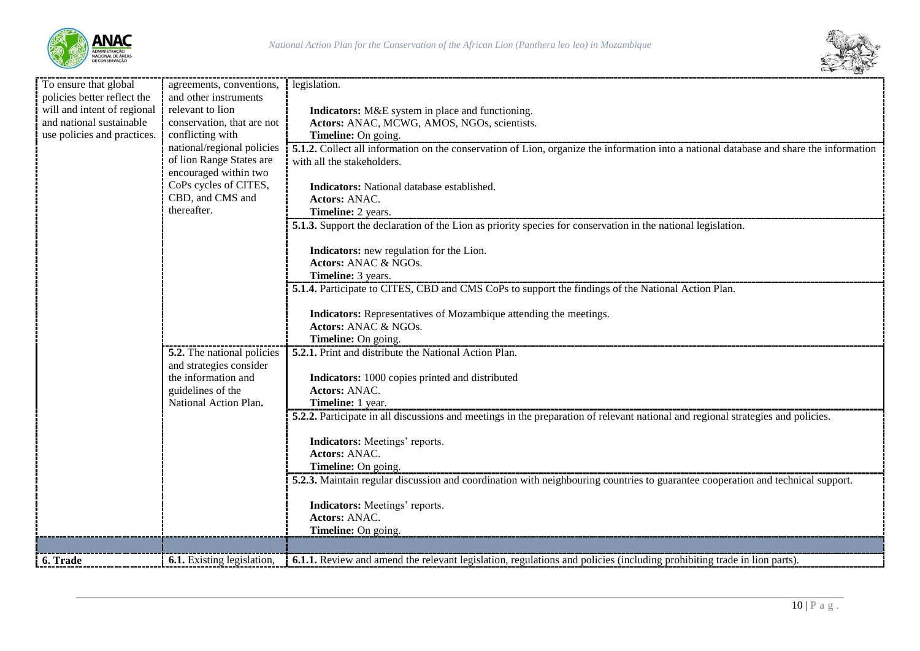| | | |
|---|---|---|
| To ensure that global policies better reflect the will and intent of regional and national sustainable use policies and practices. | agreements, conventions, and other instruments relevant to lion conservation, that are not conflicting with national/regional policies of lion Range States are encouraged within two CoPs cycles of CITES, CBD, and CMS and thereafter. | legislation.<br><br>**Indicators:** M&E system in place and functioning.<br>**Actors:** ANAC, MCWG, AMOS, NGOs, scientists.<br>**Timeline:** On going. |
| | | **5.1.2.** Collect all information on the conservation of Lion, organize the information into a national database and share the information with all the stakeholders.<br><br>**Indicators:** National database established.<br>**Actors:** ANAC.<br>**Timeline:** 2 years. |
| | | **5.1.3.** Support the declaration of the Lion as priority species for conservation in the national legislation.<br><br>**Indicators:** new regulation for the Lion.<br>**Actors:** ANAC & NGOs.<br>**Timeline:** 3 years. |
| | | **5.1.4.** Participate to CITES, CBD and CMS CoPs to support the findings of the National Action Plan.<br><br>**Indicators:** Representatives of Mozambique attending the meetings.<br>**Actors:** ANAC & NGOs.<br>**Timeline:** On going. |
| | **5.2.** The national policies and strategies consider the information and guidelines of the National Action Plan**.** | **5.2.1.** Print and distribute the National Action Plan.<br><br>**Indicators:** 1000 copies printed and distributed<br>**Actors:** ANAC.<br>**Timeline:** 1 year. |
| | | **5.2.2.** Participate in all discussions and meetings in the preparation of relevant national and regional strategies and policies.<br><br>**Indicators:** Meetings' reports.<br>**Actors:** ANAC.<br>**Timeline:** On going. |
| | | **5.2.3.** Maintain regular discussion and coordination with neighbouring countries to guarantee cooperation and technical support.<br><br>**Indicators:** Meetings' reports.<br>**Actors:** ANAC.<br>**Timeline:** On going. |
| | | |
| **6. Trade** | **6.1.** Existing legislation, | **6.1.1.** Review and amend the relevant legislation, regulations and policies (including prohibiting trade in lion parts). |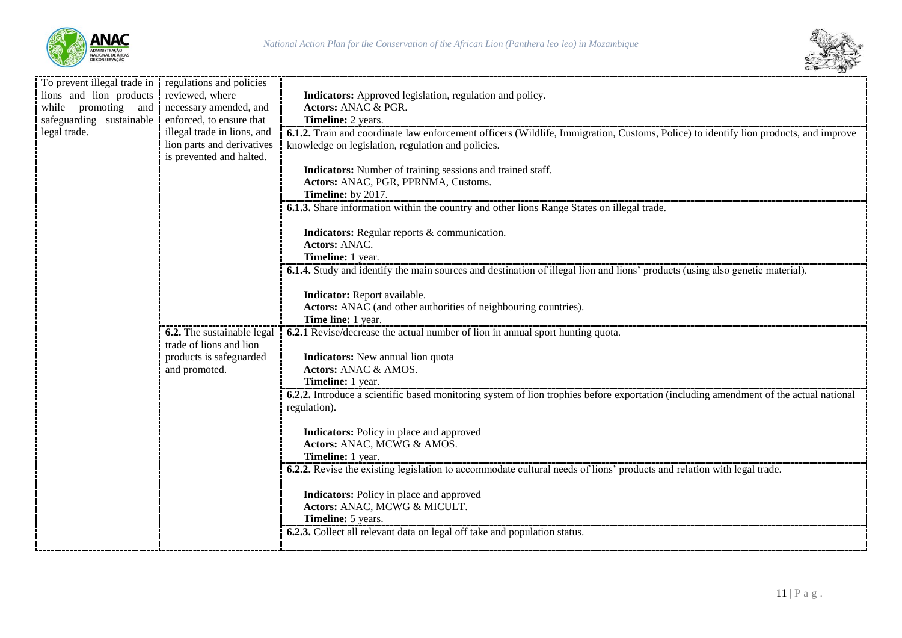| | | |
|---|---|---|
| To prevent illegal trade in lions and lion products while promoting and safeguarding sustainable legal trade. | regulations and policies reviewed, where necessary amended, and enforced, to ensure that illegal trade in lions, and lion parts and derivatives is prevented and halted. | **Indicators:** Approved legislation, regulation and policy.<br>**Actors:** ANAC & PGR.<br>**Timeline:** 2 years. |
| | | **6.1.2.** Train and coordinate law enforcement officers (Wildlife, Immigration, Customs, Police) to identify lion products, and improve knowledge on legislation, regulation and policies.<br><br>**Indicators:** Number of training sessions and trained staff.<br>**Actors:** ANAC, PGR, PPRNMA, Customs.<br>**Timeline:** by 2017. |
| | | **6.1.3.** Share information within the country and other lions Range States on illegal trade.<br><br>**Indicators:** Regular reports & communication.<br>**Actors:** ANAC.<br>**Timeline:** 1 year. |
| | | **6.1.4.** Study and identify the main sources and destination of illegal lion and lions' products (using also genetic material).<br><br>**Indicator:** Report available.<br>**Actors:** ANAC (and other authorities of neighbouring countries).<br>**Time line:** 1 year. |
| | **6.2.** The sustainable legal trade of lions and lion products is safeguarded and promoted. | **6.2.1** Revise/decrease the actual number of lion in annual sport hunting quota.<br><br>**Indicators:** New annual lion quota<br>**Actors:** ANAC & AMOS.<br>**Timeline:** 1 year. |
| | | **6.2.2.** Introduce a scientific based monitoring system of lion trophies before exportation (including amendment of the actual national regulation).<br><br>**Indicators:** Policy in place and approved<br>**Actors:** ANAC, MCWG & AMOS.<br>**Timeline:** 1 year. |
| | | **6.2.2.** Revise the existing legislation to accommodate cultural needs of lions' products and relation with legal trade.<br><br>**Indicators:** Policy in place and approved<br>**Actors:** ANAC, MCWG & MICULT.<br>**Timeline:** 5 years. |
| | | **6.2.3.** Collect all relevant data on legal off take and population status. |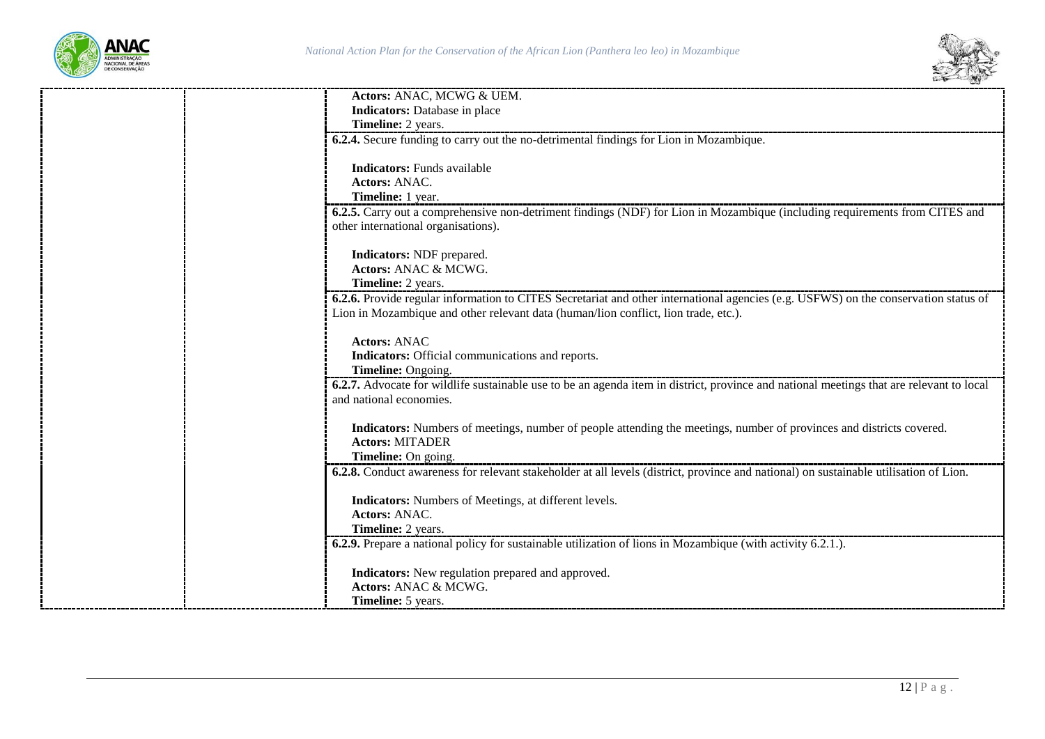| | | |
|---|---|---|
| | | **Actors:** ANAC, MCWG & UEM.<br>**Indicators:** Database in place<br>**Timeline:** 2 years. |
| | | **6.2.4.** Secure funding to carry out the no-detrimental findings for Lion in Mozambique.<br><br>**Indicators:** Funds available<br>**Actors:** ANAC.<br>**Timeline:** 1 year. |
| | | **6.2.5.** Carry out a comprehensive non-detriment findings (NDF) for Lion in Mozambique (including requirements from CITES and other international organisations).<br><br>**Indicators:** NDF prepared.<br>**Actors:** ANAC & MCWG.<br>**Timeline:** 2 years. |
| | | **6.2.6.** Provide regular information to CITES Secretariat and other international agencies (e.g. USFWS) on the conservation status of Lion in Mozambique and other relevant data (human/lion conflict, lion trade, etc.).<br><br>**Actors:** ANAC<br>**Indicators:** Official communications and reports.<br>**Timeline:** Ongoing. |
| | | **6.2.7.** Advocate for wildlife sustainable use to be an agenda item in district, province and national meetings that are relevant to local and national economies.<br><br>**Indicators:** Numbers of meetings, number of people attending the meetings, number of provinces and districts covered.<br>**Actors:** MITADER<br>**Timeline:** On going. |
| | | **6.2.8.** Conduct awareness for relevant stakeholder at all levels (district, province and national) on sustainable utilisation of Lion.<br><br>**Indicators:** Numbers of Meetings, at different levels.<br>**Actors:** ANAC.<br>**Timeline:** 2 years. |
| | | **6.2.9.** Prepare a national policy for sustainable utilization of lions in Mozambique (with activity 6.2.1.).<br><br>**Indicators:** New regulation prepared and approved.<br>**Actors:** ANAC & MCWG.<br>**Timeline:** 5 years. |